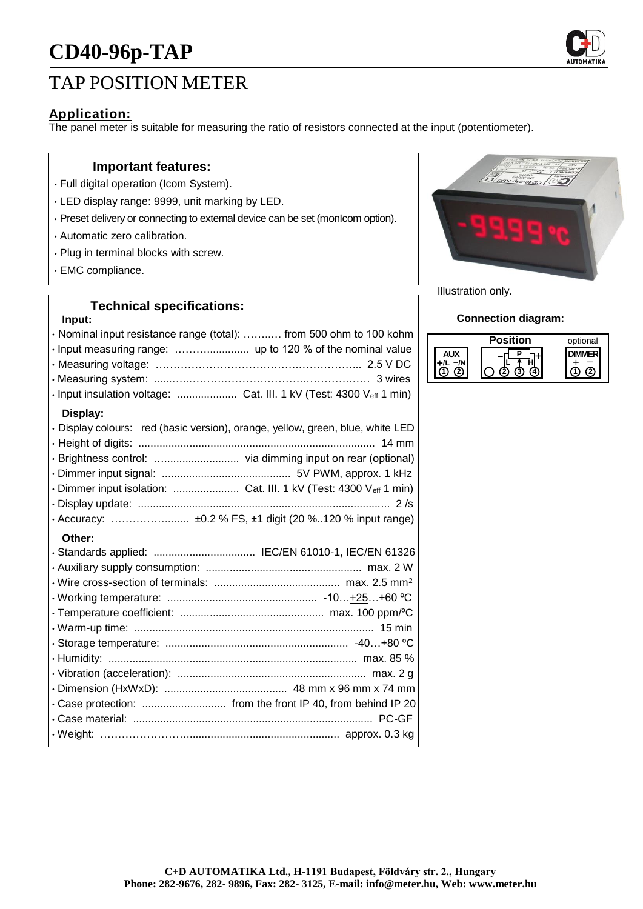# CD40-96p-TAP

## TAP POSITION METER

### Application:

The panel meter is suitable for measuring the ratio of resistors connected at the input (potentiometer).

#### Important features:

- Full digital operation (Icom System).
- LED display range: 9999, unit marking by LED.
- Preset delivery or connecting to external device can be set (monIcom option).
- Automatic zero calibration.
- Plug in terminal blocks with screw.
- EMC compliance.

Illustration only.

#### Technical specifications:

**Input:**

- Nominal input resistance range (total): ………. from 500 ohm to 100 kohm
- Input measuring range: …………........... up to 120 % of the nominal value
- Measuring voltage: ……………………………………………… 2.5 V DC
- Measuring system: ………………………………………………… 3 wires
- Input insulation voltage: .................... Cat. III. 1 kV (Test: 4300 $V_{eff}$ 1 min)

**Display:**

- Display colours: red (basic version), orange, yellow, green, blue, white LED
- Height of digits: .............................................................................. 14 mm
- Brightness control: ........................... via dimming input on rear (optional)
- Dimmer input signal: .......................................... 5V PWM, approx. 1 kHz
- Dimmer input isolation: ...................... Cat. III. 1 kV (Test: 4300 $V_{eff}$ 1 min)
- Display update: ................................................................................... 2 /s
- Accuracy: ……………......... ±0.2 % FS, ±1 digit (20 %..120 % input range)

**Other:**

- Standards applied: .................................. IEC/EN 61010-1, IEC/EN 61326
- Auxiliary supply consumption: .................................................... max. 2 W
- Wire cross-section of terminals: .......................................... max. 2.5 mm²
- Working temperature: .................................................. -10…+25…+60 ºC
- Temperature coefficient: ................................................ max. 100 ppm/ºC
- Warm-up time: ................................................................................ 15 min
- Storage temperature: ............................................................. -40…+80 ºC
- Humidity: ................................................................................... max. 85 %
- Vibration (acceleration): ............................................................... max. 2 g
- Dimension (HxWxD): ......................................... 48 mm x 96 mm x 74 mm
- Case protection: ............................ from the front IP 40, from behind IP 20
- Case material: ................................................................................ PC-GF
- Weight: ……………………................................................... approx. 0.3 kg

**Connection diagram:**

| AUX | Position | optional DIMMER |
|---|---|---|
| +/L −/N | − L P H + | + − |
| ① ② | ○ ② ③ ④ | ① ② |

**C+D AUTOMATIKA Ltd., H-1191 Budapest, Földváry str. 2., Hungary**
**Phone: 282-9676, 282- 9896, Fax: 282- 3125, E-mail: info@meter.hu, Web: www.meter.hu**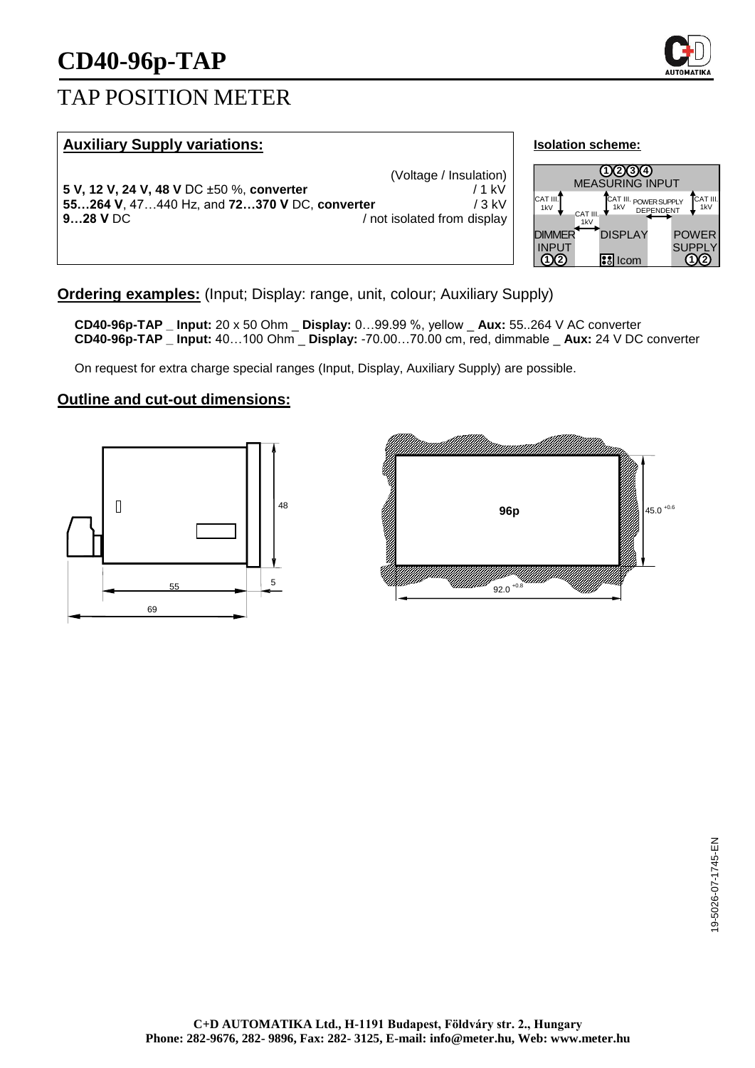# CD40-96p-TAP

## TAP POSITION METER

### Auxiliary Supply variations:

| | (Voltage / Insulation) |
|---|---|
| **5 V, 12 V, 24 V, 48 V** DC ±50 %, **converter** | / 1 kV |
| **55…264 V**, 47…440 Hz, and **72…370 V** DC, **converter** | / 3 kV |
| **9…28 V** DC | / not isolated from display |

### Isolation scheme:

①②③④
MEASURING INPUT
CAT III. 1kV
CAT III. 1kV
CAT III. 1kV
POWER SUPPLY DEPENDENT
CAT III. 1kV
DIMMER INPUT ①②
DISPLAY
Icom
POWER SUPPLY ①②

### Ordering examples: (Input; Display: range, unit, colour; Auxiliary Supply)

**CD40-96p-TAP** _ **Input:** 20 x 50 Ohm _ **Display:** 0…99.99 %, yellow _ **Aux:** 55..264 V AC converter
**CD40-96p-TAP** _ **Input:** 40…100 Ohm _ **Display:** -70.00…70.00 cm, red, dimmable _ **Aux:** 24 V DC converter

On request for extra charge special ranges (Input, Display, Auxiliary Supply) are possible.

### Outline and cut-out dimensions:

48
5
55
69

96p
45.0 +0.6
92.0 +0.8

19-5026-07-1745-EN

**C+D AUTOMATIKA Ltd., H-1191 Budapest, Földváry str. 2., Hungary**
**Phone: 282-9676, 282- 9896, Fax: 282- 3125, E-mail: info@meter.hu, Web: www.meter.hu**